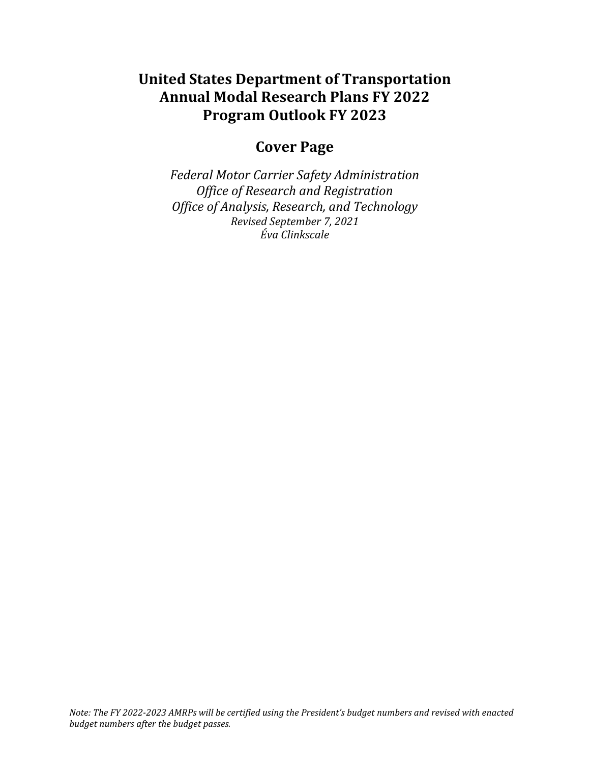# United States Department of Transportation
# Annual Modal Research Plans FY 2022
# Program Outlook FY 2023

## Cover Page

*Federal Motor Carrier Safety Administration*
*Office of Research and Registration*
*Office of Analysis, Research, and Technology*
*Revised September 7, 2021*
*Éva Clinkscale*

*Note: The FY 2022-2023 AMRPs will be certified using the President's budget numbers and revised with enacted budget numbers after the budget passes.*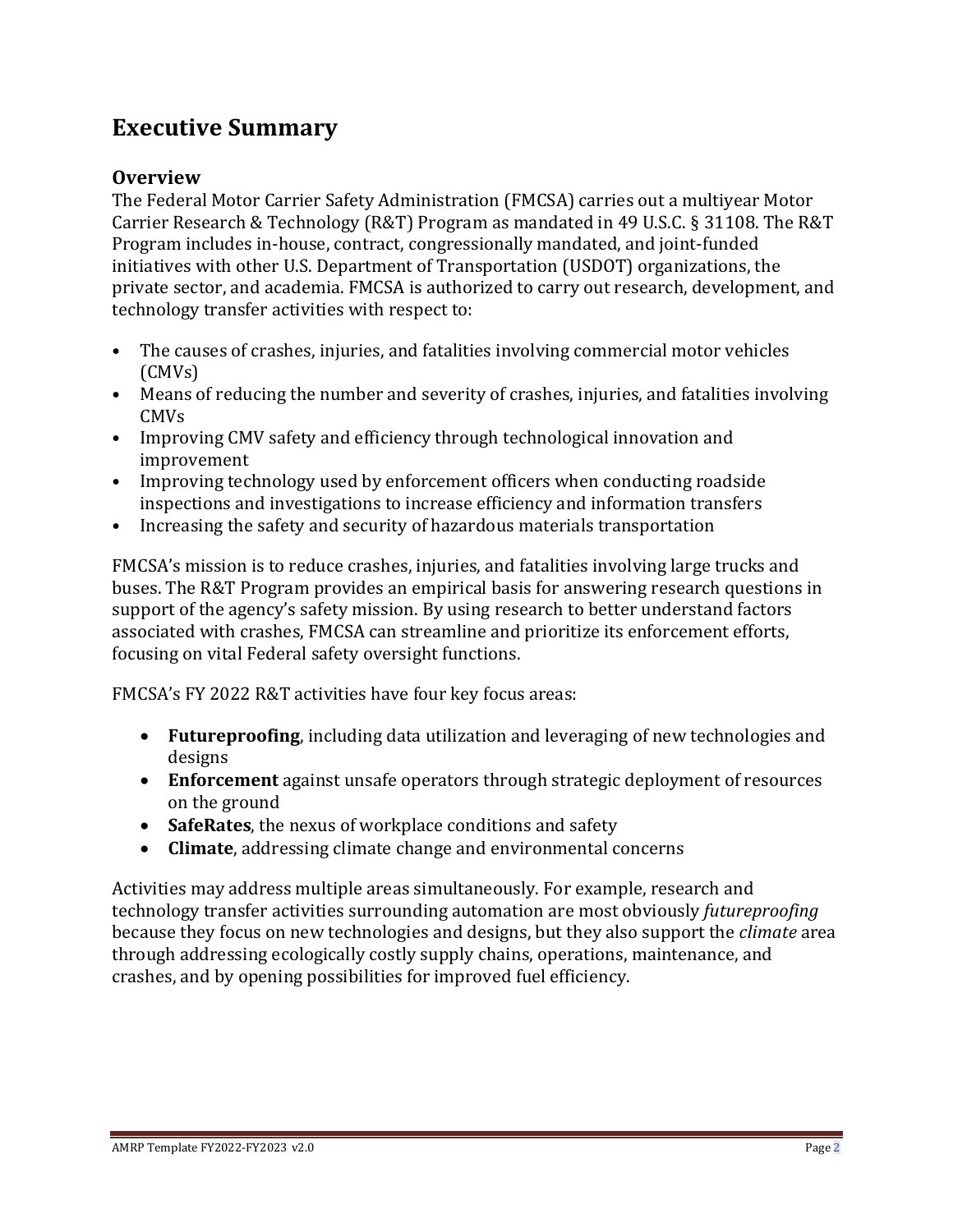# Executive Summary

## Overview

The Federal Motor Carrier Safety Administration (FMCSA) carries out a multiyear Motor Carrier Research & Technology (R&T) Program as mandated in 49 U.S.C. § 31108. The R&T Program includes in-house, contract, congressionally mandated, and joint-funded initiatives with other U.S. Department of Transportation (USDOT) organizations, the private sector, and academia. FMCSA is authorized to carry out research, development, and technology transfer activities with respect to:

- The causes of crashes, injuries, and fatalities involving commercial motor vehicles (CMVs)
- Means of reducing the number and severity of crashes, injuries, and fatalities involving CMVs
- Improving CMV safety and efficiency through technological innovation and improvement
- Improving technology used by enforcement officers when conducting roadside inspections and investigations to increase efficiency and information transfers
- Increasing the safety and security of hazardous materials transportation

FMCSA's mission is to reduce crashes, injuries, and fatalities involving large trucks and buses. The R&T Program provides an empirical basis for answering research questions in support of the agency's safety mission. By using research to better understand factors associated with crashes, FMCSA can streamline and prioritize its enforcement efforts, focusing on vital Federal safety oversight functions.

FMCSA's FY 2022 R&T activities have four key focus areas:

- **Futureproofing**, including data utilization and leveraging of new technologies and designs
- **Enforcement** against unsafe operators through strategic deployment of resources on the ground
- **SafeRates**, the nexus of workplace conditions and safety
- **Climate**, addressing climate change and environmental concerns

Activities may address multiple areas simultaneously. For example, research and technology transfer activities surrounding automation are most obviously *futureproofing* because they focus on new technologies and designs, but they also support the *climate* area through addressing ecologically costly supply chains, operations, maintenance, and crashes, and by opening possibilities for improved fuel efficiency.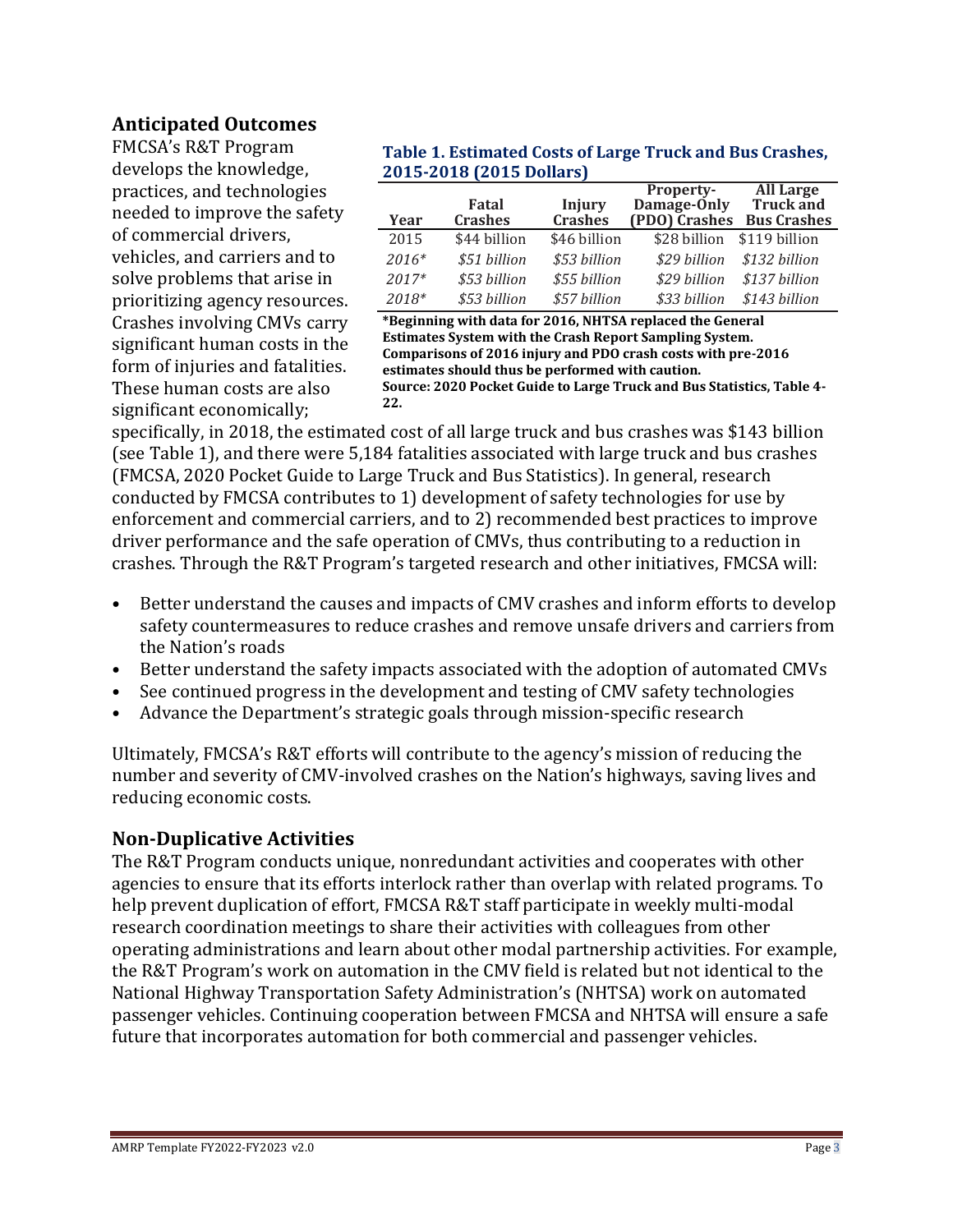## Anticipated Outcomes

FMCSA's R&T Program develops the knowledge, practices, and technologies needed to improve the safety of commercial drivers, vehicles, and carriers and to solve problems that arise in prioritizing agency resources. Crashes involving CMVs carry significant human costs in the form of injuries and fatalities. These human costs are also significant economically; specifically, in 2018, the estimated cost of all large truck and bus crashes was $143 billion (see Table 1), and there were 5,184 fatalities associated with large truck and bus crashes (FMCSA, 2020 Pocket Guide to Large Truck and Bus Statistics). In general, research conducted by FMCSA contributes to 1) development of safety technologies for use by enforcement and commercial carriers, and to 2) recommended best practices to improve driver performance and the safe operation of CMVs, thus contributing to a reduction in crashes. Through the R&T Program's targeted research and other initiatives, FMCSA will:

**Table 1. Estimated Costs of Large Truck and Bus Crashes, 2015-2018 (2015 Dollars)**

| Year | Fatal Crashes | Injury Crashes | Property-Damage-Only (PDO) Crashes | All Large Truck and Bus Crashes |
|---|---|---|---|---|
| 2015 | $44 billion | $46 billion | $28 billion | $119 billion |
| *2016** | *$51 billion* | *$53 billion* | *$29 billion* | *$132 billion* |
| *2017** | *$53 billion* | *$55 billion* | *$29 billion* | *$137 billion* |
| *2018** | *$53 billion* | *$57 billion* | *$33 billion* | *$143 billion* |

**\*Beginning with data for 2016, NHTSA replaced the General Estimates System with the Crash Report Sampling System. Comparisons of 2016 injury and PDO crash costs with pre-2016 estimates should thus be performed with caution.**
**Source: 2020 Pocket Guide to Large Truck and Bus Statistics, Table 4-22.**

- Better understand the causes and impacts of CMV crashes and inform efforts to develop safety countermeasures to reduce crashes and remove unsafe drivers and carriers from the Nation's roads
- Better understand the safety impacts associated with the adoption of automated CMVs
- See continued progress in the development and testing of CMV safety technologies
- Advance the Department's strategic goals through mission-specific research

Ultimately, FMCSA's R&T efforts will contribute to the agency's mission of reducing the number and severity of CMV-involved crashes on the Nation's highways, saving lives and reducing economic costs.

## Non-Duplicative Activities

The R&T Program conducts unique, nonredundant activities and cooperates with other agencies to ensure that its efforts interlock rather than overlap with related programs. To help prevent duplication of effort, FMCSA R&T staff participate in weekly multi-modal research coordination meetings to share their activities with colleagues from other operating administrations and learn about other modal partnership activities. For example, the R&T Program's work on automation in the CMV field is related but not identical to the National Highway Transportation Safety Administration's (NHTSA) work on automated passenger vehicles. Continuing cooperation between FMCSA and NHTSA will ensure a safe future that incorporates automation for both commercial and passenger vehicles.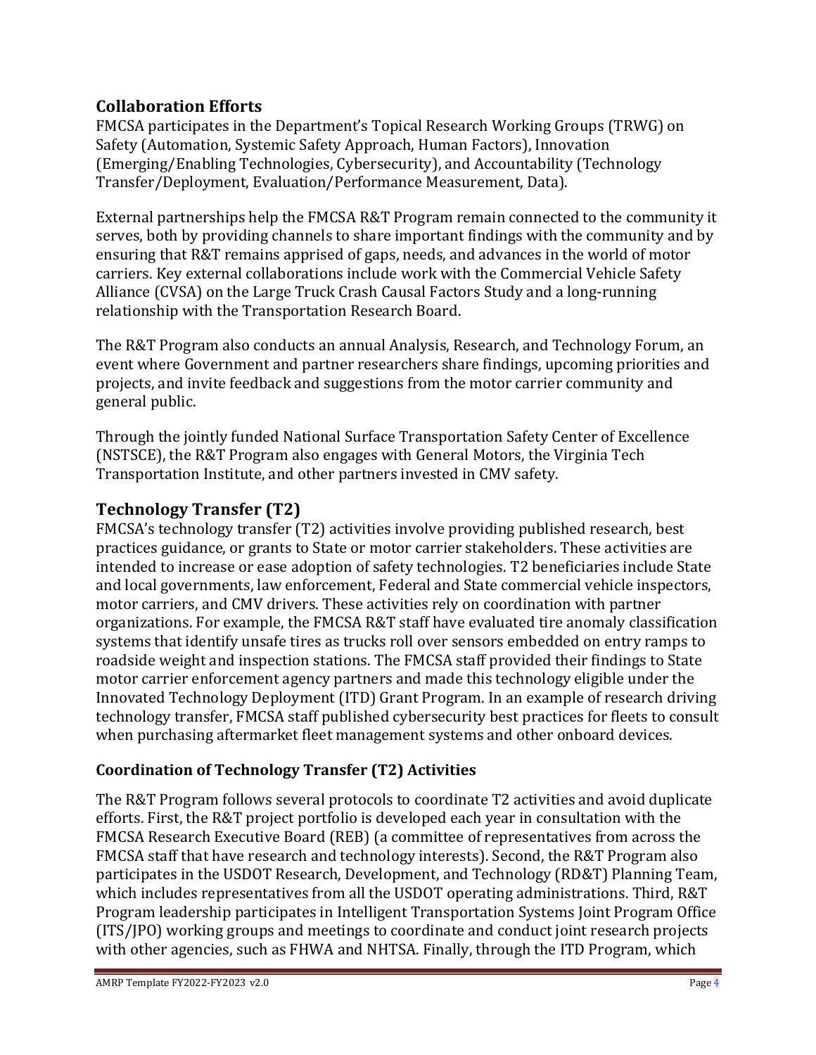## Collaboration Efforts

FMCSA participates in the Department's Topical Research Working Groups (TRWG) on Safety (Automation, Systemic Safety Approach, Human Factors), Innovation (Emerging/Enabling Technologies, Cybersecurity), and Accountability (Technology Transfer/Deployment, Evaluation/Performance Measurement, Data).

External partnerships help the FMCSA R&T Program remain connected to the community it serves, both by providing channels to share important findings with the community and by ensuring that R&T remains apprised of gaps, needs, and advances in the world of motor carriers. Key external collaborations include work with the Commercial Vehicle Safety Alliance (CVSA) on the Large Truck Crash Causal Factors Study and a long-running relationship with the Transportation Research Board.

The R&T Program also conducts an annual Analysis, Research, and Technology Forum, an event where Government and partner researchers share findings, upcoming priorities and projects, and invite feedback and suggestions from the motor carrier community and general public.

Through the jointly funded National Surface Transportation Safety Center of Excellence (NSTSCE), the R&T Program also engages with General Motors, the Virginia Tech Transportation Institute, and other partners invested in CMV safety.

## Technology Transfer (T2)

FMCSA's technology transfer (T2) activities involve providing published research, best practices guidance, or grants to State or motor carrier stakeholders. These activities are intended to increase or ease adoption of safety technologies. T2 beneficiaries include State and local governments, law enforcement, Federal and State commercial vehicle inspectors, motor carriers, and CMV drivers. These activities rely on coordination with partner organizations. For example, the FMCSA R&T staff have evaluated tire anomaly classification systems that identify unsafe tires as trucks roll over sensors embedded on entry ramps to roadside weight and inspection stations. The FMCSA staff provided their findings to State motor carrier enforcement agency partners and made this technology eligible under the Innovated Technology Deployment (ITD) Grant Program. In an example of research driving technology transfer, FMCSA staff published cybersecurity best practices for fleets to consult when purchasing aftermarket fleet management systems and other onboard devices.

### Coordination of Technology Transfer (T2) Activities

The R&T Program follows several protocols to coordinate T2 activities and avoid duplicate efforts. First, the R&T project portfolio is developed each year in consultation with the FMCSA Research Executive Board (REB) (a committee of representatives from across the FMCSA staff that have research and technology interests). Second, the R&T Program also participates in the USDOT Research, Development, and Technology (RD&T) Planning Team, which includes representatives from all the USDOT operating administrations. Third, R&T Program leadership participates in Intelligent Transportation Systems Joint Program Office (ITS/JPO) working groups and meetings to coordinate and conduct joint research projects with other agencies, such as FHWA and NHTSA. Finally, through the ITD Program, which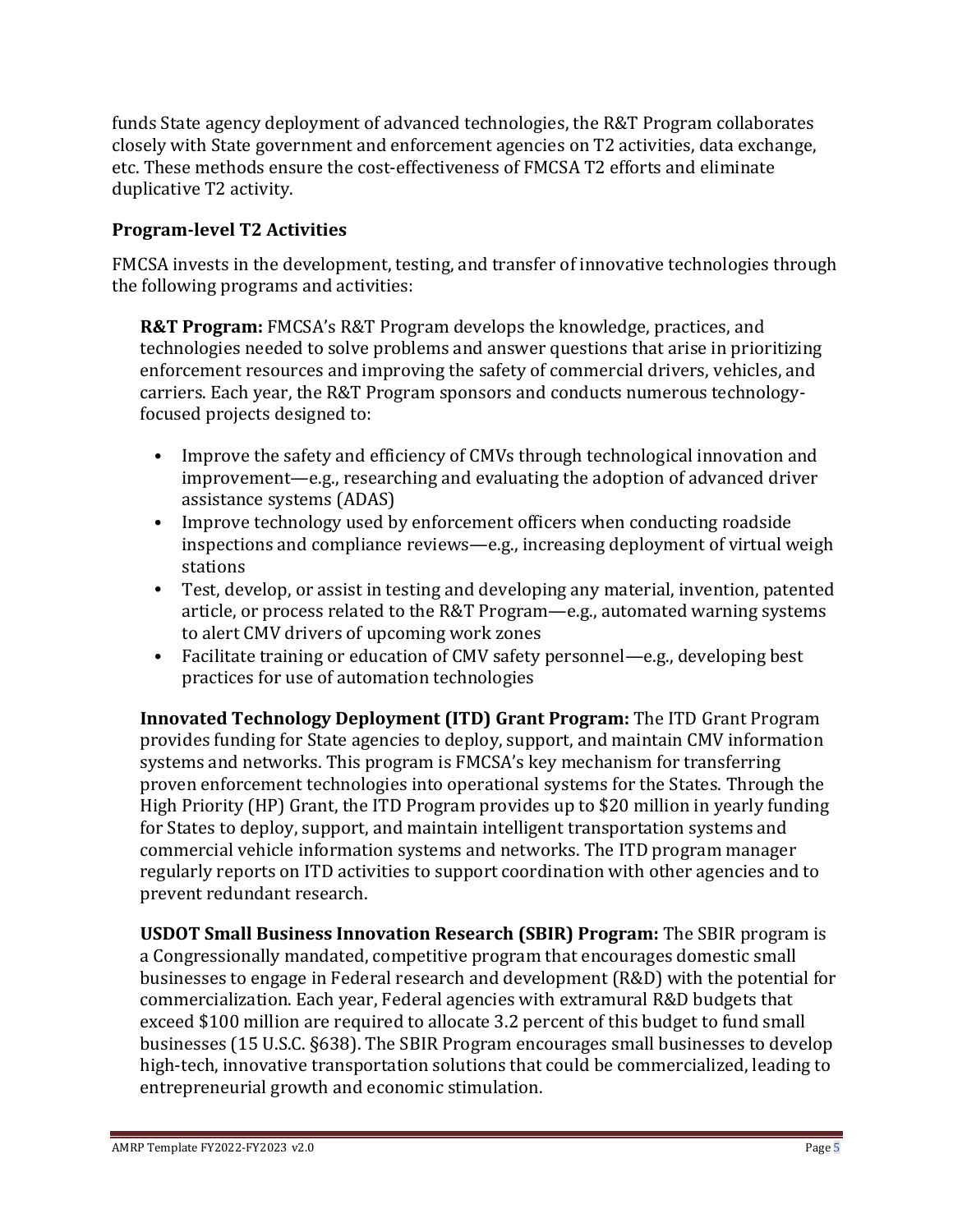funds State agency deployment of advanced technologies, the R&T Program collaborates closely with State government and enforcement agencies on T2 activities, data exchange, etc. These methods ensure the cost-effectiveness of FMCSA T2 efforts and eliminate duplicative T2 activity.

### Program-level T2 Activities

FMCSA invests in the development, testing, and transfer of innovative technologies through the following programs and activities:

**R&T Program:** FMCSA's R&T Program develops the knowledge, practices, and technologies needed to solve problems and answer questions that arise in prioritizing enforcement resources and improving the safety of commercial drivers, vehicles, and carriers. Each year, the R&T Program sponsors and conducts numerous technology-focused projects designed to:

- Improve the safety and efficiency of CMVs through technological innovation and improvement—e.g., researching and evaluating the adoption of advanced driver assistance systems (ADAS)
- Improve technology used by enforcement officers when conducting roadside inspections and compliance reviews—e.g., increasing deployment of virtual weigh stations
- Test, develop, or assist in testing and developing any material, invention, patented article, or process related to the R&T Program—e.g., automated warning systems to alert CMV drivers of upcoming work zones
- Facilitate training or education of CMV safety personnel—e.g., developing best practices for use of automation technologies

**Innovated Technology Deployment (ITD) Grant Program:** The ITD Grant Program provides funding for State agencies to deploy, support, and maintain CMV information systems and networks. This program is FMCSA's key mechanism for transferring proven enforcement technologies into operational systems for the States. Through the High Priority (HP) Grant, the ITD Program provides up to $20 million in yearly funding for States to deploy, support, and maintain intelligent transportation systems and commercial vehicle information systems and networks. The ITD program manager regularly reports on ITD activities to support coordination with other agencies and to prevent redundant research.

**USDOT Small Business Innovation Research (SBIR) Program:** The SBIR program is a Congressionally mandated, competitive program that encourages domestic small businesses to engage in Federal research and development (R&D) with the potential for commercialization. Each year, Federal agencies with extramural R&D budgets that exceed $100 million are required to allocate 3.2 percent of this budget to fund small businesses (15 U.S.C. §638). The SBIR Program encourages small businesses to develop high-tech, innovative transportation solutions that could be commercialized, leading to entrepreneurial growth and economic stimulation.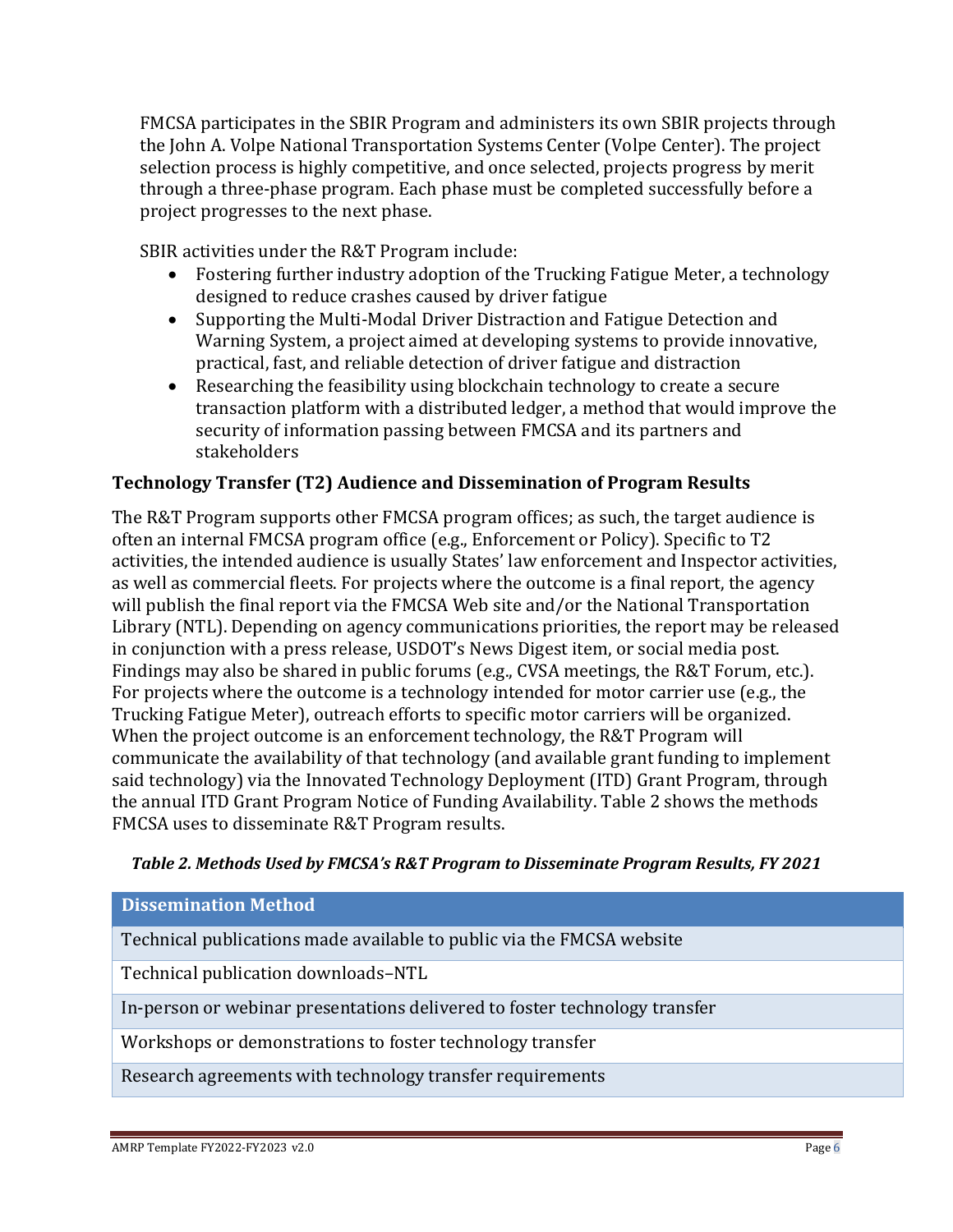FMCSA participates in the SBIR Program and administers its own SBIR projects through the John A. Volpe National Transportation Systems Center (Volpe Center). The project selection process is highly competitive, and once selected, projects progress by merit through a three-phase program. Each phase must be completed successfully before a project progresses to the next phase.

SBIR activities under the R&T Program include:

- Fostering further industry adoption of the Trucking Fatigue Meter, a technology designed to reduce crashes caused by driver fatigue
- Supporting the Multi-Modal Driver Distraction and Fatigue Detection and Warning System, a project aimed at developing systems to provide innovative, practical, fast, and reliable detection of driver fatigue and distraction
- Researching the feasibility using blockchain technology to create a secure transaction platform with a distributed ledger, a method that would improve the security of information passing between FMCSA and its partners and stakeholders

### Technology Transfer (T2) Audience and Dissemination of Program Results

The R&T Program supports other FMCSA program offices; as such, the target audience is often an internal FMCSA program office (e.g., Enforcement or Policy). Specific to T2 activities, the intended audience is usually States' law enforcement and Inspector activities, as well as commercial fleets. For projects where the outcome is a final report, the agency will publish the final report via the FMCSA Web site and/or the National Transportation Library (NTL). Depending on agency communications priorities, the report may be released in conjunction with a press release, USDOT's News Digest item, or social media post. Findings may also be shared in public forums (e.g., CVSA meetings, the R&T Forum, etc.). For projects where the outcome is a technology intended for motor carrier use (e.g., the Trucking Fatigue Meter), outreach efforts to specific motor carriers will be organized. When the project outcome is an enforcement technology, the R&T Program will communicate the availability of that technology (and available grant funding to implement said technology) via the Innovated Technology Deployment (ITD) Grant Program, through the annual ITD Grant Program Notice of Funding Availability. Table 2 shows the methods FMCSA uses to disseminate R&T Program results.

***Table 2. Methods Used by FMCSA's R&T Program to Disseminate Program Results, FY 2021***

| Dissemination Method |
| --- |
| Technical publications made available to public via the FMCSA website |
| Technical publication downloads–NTL |
| In-person or webinar presentations delivered to foster technology transfer |
| Workshops or demonstrations to foster technology transfer |
| Research agreements with technology transfer requirements |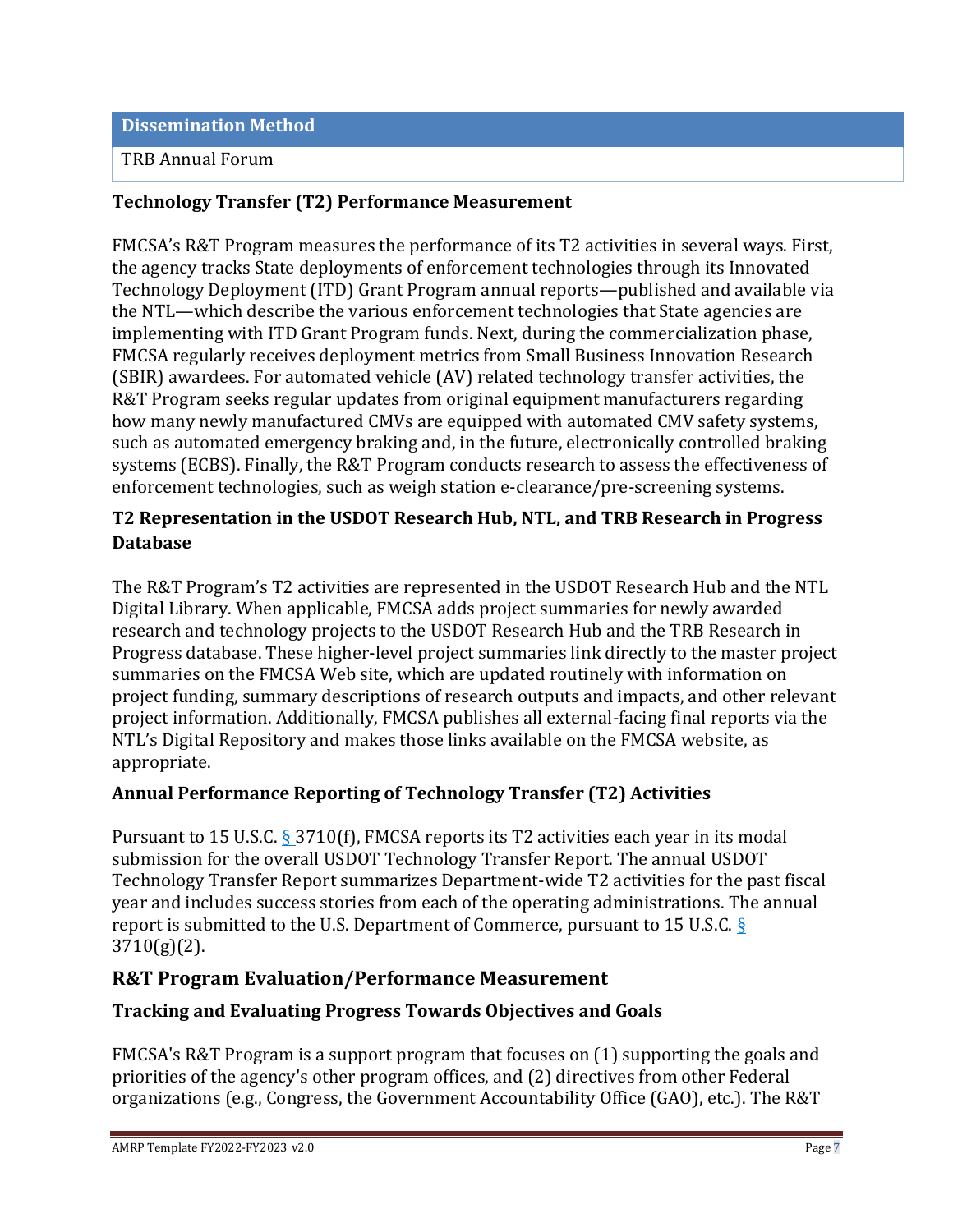| Dissemination Method |
| --- |
| TRB Annual Forum |

### Technology Transfer (T2) Performance Measurement

FMCSA's R&T Program measures the performance of its T2 activities in several ways. First, the agency tracks State deployments of enforcement technologies through its Innovated Technology Deployment (ITD) Grant Program annual reports—published and available via the NTL—which describe the various enforcement technologies that State agencies are implementing with ITD Grant Program funds. Next, during the commercialization phase, FMCSA regularly receives deployment metrics from Small Business Innovation Research (SBIR) awardees. For automated vehicle (AV) related technology transfer activities, the R&T Program seeks regular updates from original equipment manufacturers regarding how many newly manufactured CMVs are equipped with automated CMV safety systems, such as automated emergency braking and, in the future, electronically controlled braking systems (ECBS). Finally, the R&T Program conducts research to assess the effectiveness of enforcement technologies, such as weigh station e-clearance/pre-screening systems.

### T2 Representation in the USDOT Research Hub, NTL, and TRB Research in Progress Database

The R&T Program's T2 activities are represented in the USDOT Research Hub and the NTL Digital Library. When applicable, FMCSA adds project summaries for newly awarded research and technology projects to the USDOT Research Hub and the TRB Research in Progress database. These higher-level project summaries link directly to the master project summaries on the FMCSA Web site, which are updated routinely with information on project funding, summary descriptions of research outputs and impacts, and other relevant project information. Additionally, FMCSA publishes all external-facing final reports via the NTL's Digital Repository and makes those links available on the FMCSA website, as appropriate.

### Annual Performance Reporting of Technology Transfer (T2) Activities

Pursuant to 15 U.S.C. § 3710(f), FMCSA reports its T2 activities each year in its modal submission for the overall USDOT Technology Transfer Report. The annual USDOT Technology Transfer Report summarizes Department-wide T2 activities for the past fiscal year and includes success stories from each of the operating administrations. The annual report is submitted to the U.S. Department of Commerce, pursuant to 15 U.S.C. § 3710(g)(2).

## R&T Program Evaluation/Performance Measurement

### Tracking and Evaluating Progress Towards Objectives and Goals

FMCSA's R&T Program is a support program that focuses on (1) supporting the goals and priorities of the agency's other program offices, and (2) directives from other Federal organizations (e.g., Congress, the Government Accountability Office (GAO), etc.). The R&T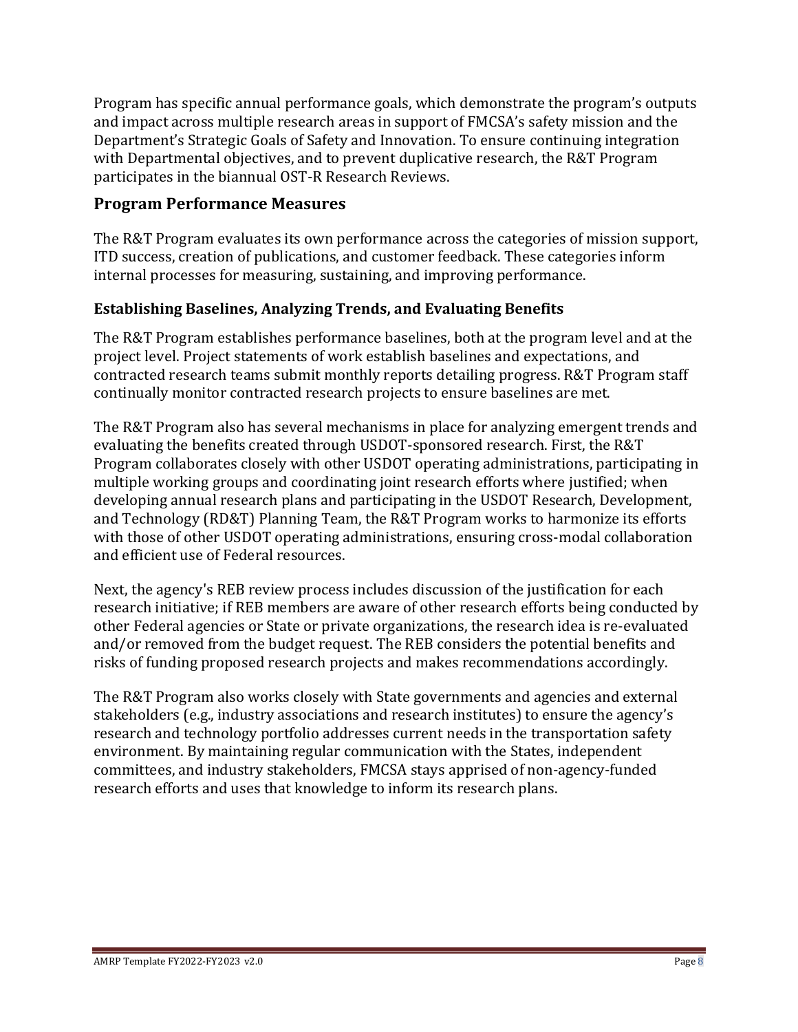Program has specific annual performance goals, which demonstrate the program's outputs and impact across multiple research areas in support of FMCSA's safety mission and the Department's Strategic Goals of Safety and Innovation. To ensure continuing integration with Departmental objectives, and to prevent duplicative research, the R&T Program participates in the biannual OST-R Research Reviews.

## Program Performance Measures

The R&T Program evaluates its own performance across the categories of mission support, ITD success, creation of publications, and customer feedback. These categories inform internal processes for measuring, sustaining, and improving performance.

### Establishing Baselines, Analyzing Trends, and Evaluating Benefits

The R&T Program establishes performance baselines, both at the program level and at the project level. Project statements of work establish baselines and expectations, and contracted research teams submit monthly reports detailing progress. R&T Program staff continually monitor contracted research projects to ensure baselines are met.

The R&T Program also has several mechanisms in place for analyzing emergent trends and evaluating the benefits created through USDOT-sponsored research. First, the R&T Program collaborates closely with other USDOT operating administrations, participating in multiple working groups and coordinating joint research efforts where justified; when developing annual research plans and participating in the USDOT Research, Development, and Technology (RD&T) Planning Team, the R&T Program works to harmonize its efforts with those of other USDOT operating administrations, ensuring cross-modal collaboration and efficient use of Federal resources.

Next, the agency's REB review process includes discussion of the justification for each research initiative; if REB members are aware of other research efforts being conducted by other Federal agencies or State or private organizations, the research idea is re-evaluated and/or removed from the budget request. The REB considers the potential benefits and risks of funding proposed research projects and makes recommendations accordingly.

The R&T Program also works closely with State governments and agencies and external stakeholders (e.g., industry associations and research institutes) to ensure the agency's research and technology portfolio addresses current needs in the transportation safety environment. By maintaining regular communication with the States, independent committees, and industry stakeholders, FMCSA stays apprised of non-agency-funded research efforts and uses that knowledge to inform its research plans.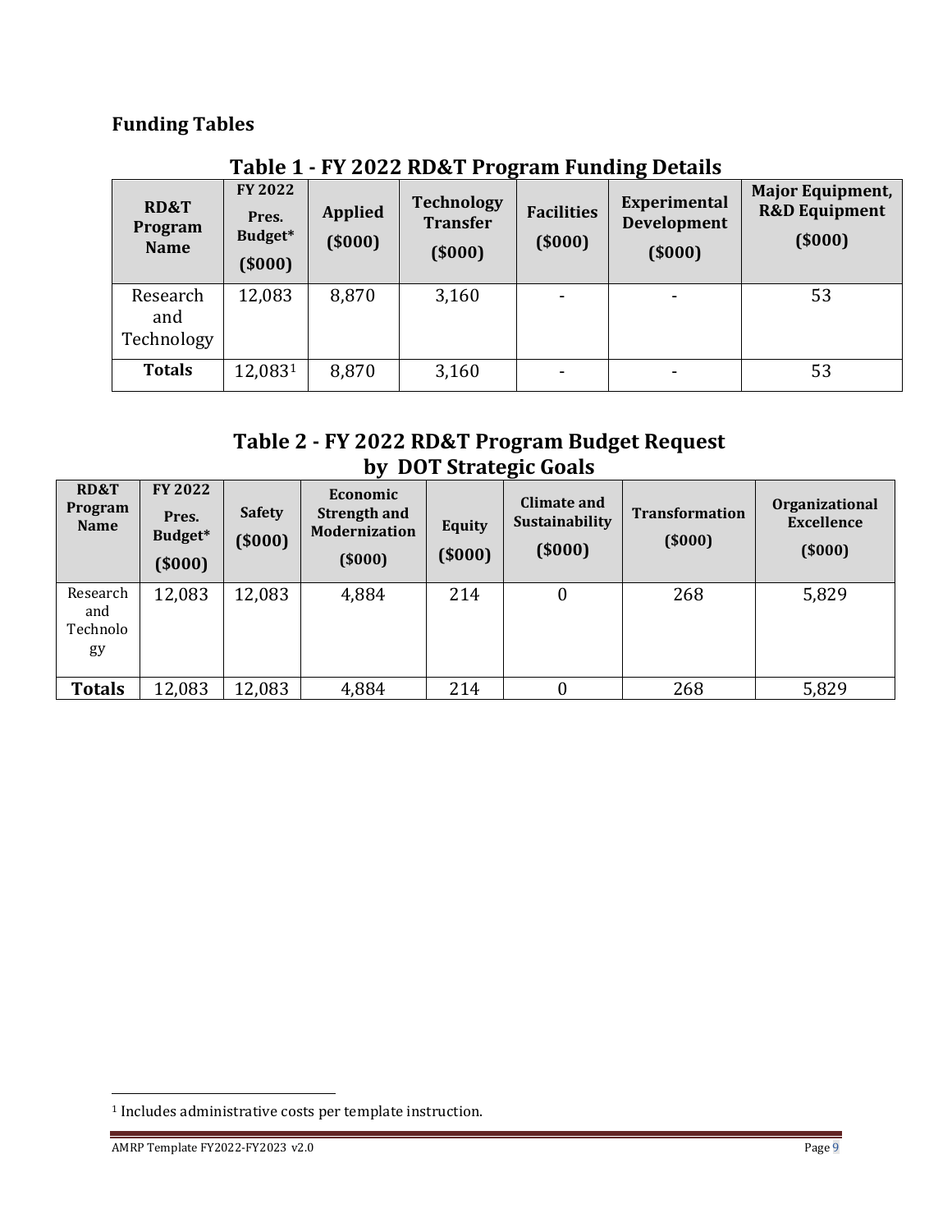## Funding Tables

**Table 1 - FY 2022 RD&T Program Funding Details**

| RD&T Program Name | FY 2022 Pres. Budget* ($000) | Applied ($000) | Technology Transfer ($000) | Facilities ($000) | Experimental Development ($000) | Major Equipment, R&D Equipment ($000) |
|---|---|---|---|---|---|---|
| Research and Technology | 12,083 | 8,870 | 3,160 | - | - | 53 |
| **Totals** | 12,083[1] | 8,870 | 3,160 | - | - | 53 |

**Table 2 - FY 2022 RD&T Program Budget Request by DOT Strategic Goals**

| RD&T Program Name | FY 2022 Pres. Budget* ($000) | Safety ($000) | Economic Strength and Modernization ($000) | Equity ($000) | Climate and Sustainability ($000) | Transformation ($000) | Organizational Excellence ($000) |
|---|---|---|---|---|---|---|---|
| Research and Technology | 12,083 | 12,083 | 4,884 | 214 | 0 | 268 | 5,829 |
| **Totals** | 12,083 | 12,083 | 4,884 | 214 | 0 | 268 | 5,829 |

[1] Includes administrative costs per template instruction.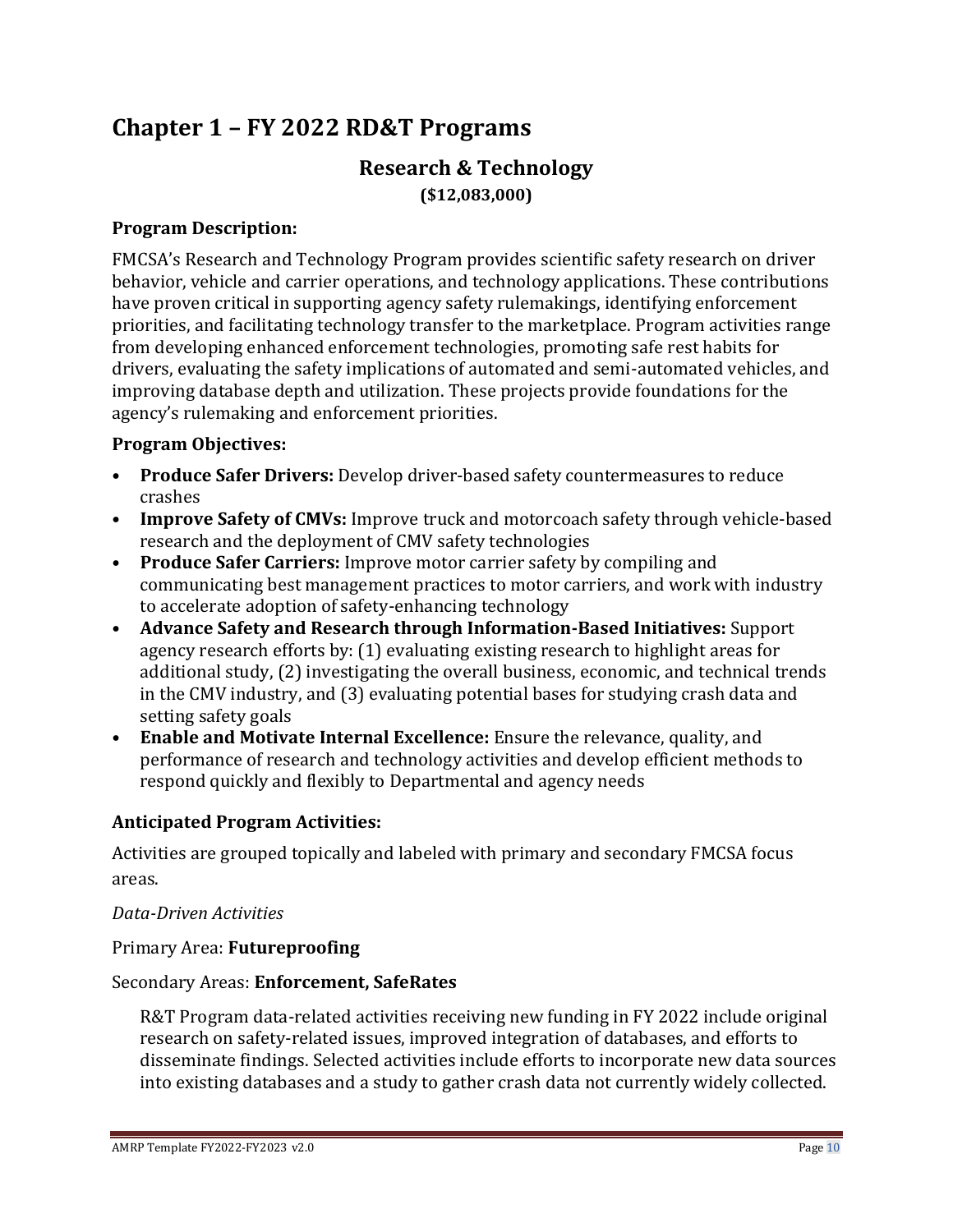# Chapter 1 – FY 2022 RD&T Programs

## Research & Technology

**($12,083,000)**

### Program Description:

FMCSA's Research and Technology Program provides scientific safety research on driver behavior, vehicle and carrier operations, and technology applications. These contributions have proven critical in supporting agency safety rulemakings, identifying enforcement priorities, and facilitating technology transfer to the marketplace. Program activities range from developing enhanced enforcement technologies, promoting safe rest habits for drivers, evaluating the safety implications of automated and semi-automated vehicles, and improving database depth and utilization. These projects provide foundations for the agency's rulemaking and enforcement priorities.

### Program Objectives:

- **Produce Safer Drivers:** Develop driver-based safety countermeasures to reduce crashes
- **Improve Safety of CMVs:** Improve truck and motorcoach safety through vehicle-based research and the deployment of CMV safety technologies
- **Produce Safer Carriers:** Improve motor carrier safety by compiling and communicating best management practices to motor carriers, and work with industry to accelerate adoption of safety-enhancing technology
- **Advance Safety and Research through Information-Based Initiatives:** Support agency research efforts by: (1) evaluating existing research to highlight areas for additional study, (2) investigating the overall business, economic, and technical trends in the CMV industry, and (3) evaluating potential bases for studying crash data and setting safety goals
- **Enable and Motivate Internal Excellence:** Ensure the relevance, quality, and performance of research and technology activities and develop efficient methods to respond quickly and flexibly to Departmental and agency needs

### Anticipated Program Activities:

Activities are grouped topically and labeled with primary and secondary FMCSA focus areas.

*Data-Driven Activities*

Primary Area: **Futureproofing**

Secondary Areas: **Enforcement, SafeRates**

R&T Program data-related activities receiving new funding in FY 2022 include original research on safety-related issues, improved integration of databases, and efforts to disseminate findings. Selected activities include efforts to incorporate new data sources into existing databases and a study to gather crash data not currently widely collected.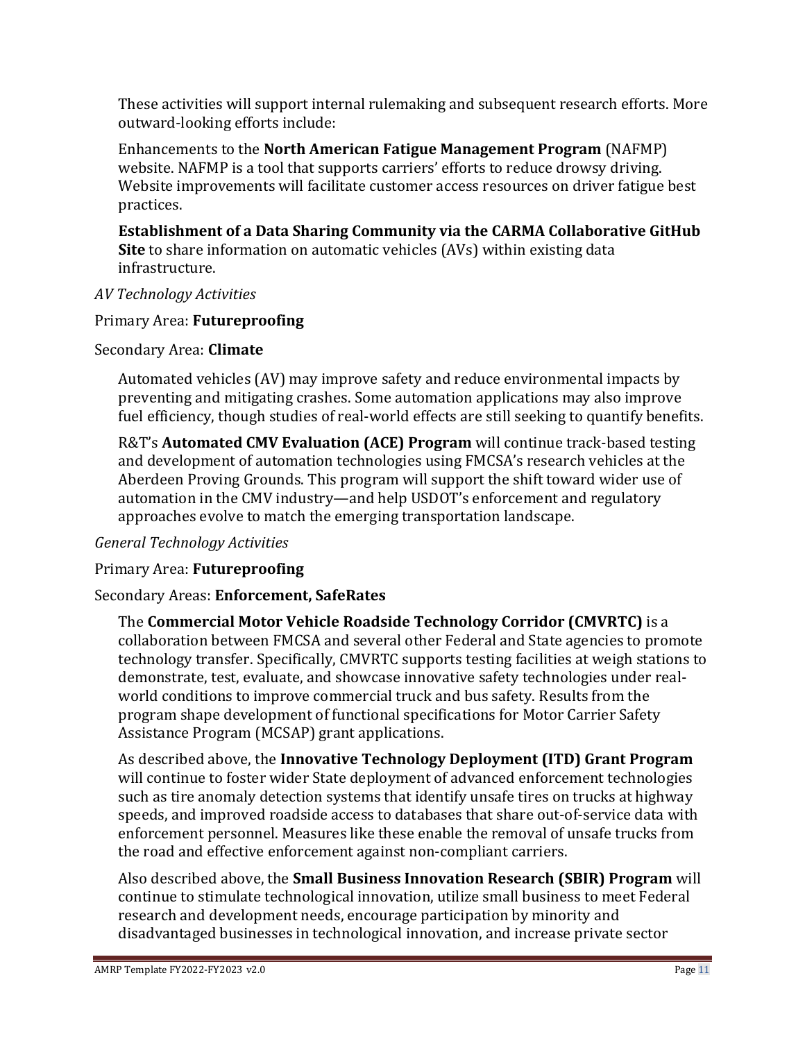These activities will support internal rulemaking and subsequent research efforts. More outward-looking efforts include:

Enhancements to the **North American Fatigue Management Program** (NAFMP) website. NAFMP is a tool that supports carriers' efforts to reduce drowsy driving. Website improvements will facilitate customer access resources on driver fatigue best practices.

**Establishment of a Data Sharing Community via the CARMA Collaborative GitHub Site** to share information on automatic vehicles (AVs) within existing data infrastructure.

*AV Technology Activities*

Primary Area: **Futureproofing**

Secondary Area: **Climate**

Automated vehicles (AV) may improve safety and reduce environmental impacts by preventing and mitigating crashes. Some automation applications may also improve fuel efficiency, though studies of real-world effects are still seeking to quantify benefits.

R&T's **Automated CMV Evaluation (ACE) Program** will continue track-based testing and development of automation technologies using FMCSA's research vehicles at the Aberdeen Proving Grounds. This program will support the shift toward wider use of automation in the CMV industry—and help USDOT's enforcement and regulatory approaches evolve to match the emerging transportation landscape.

*General Technology Activities*

Primary Area: **Futureproofing**

Secondary Areas: **Enforcement, SafeRates**

The **Commercial Motor Vehicle Roadside Technology Corridor (CMVRTC)** is a collaboration between FMCSA and several other Federal and State agencies to promote technology transfer. Specifically, CMVRTC supports testing facilities at weigh stations to demonstrate, test, evaluate, and showcase innovative safety technologies under real-world conditions to improve commercial truck and bus safety. Results from the program shape development of functional specifications for Motor Carrier Safety Assistance Program (MCSAP) grant applications.

As described above, the **Innovative Technology Deployment (ITD) Grant Program** will continue to foster wider State deployment of advanced enforcement technologies such as tire anomaly detection systems that identify unsafe tires on trucks at highway speeds, and improved roadside access to databases that share out-of-service data with enforcement personnel. Measures like these enable the removal of unsafe trucks from the road and effective enforcement against non-compliant carriers.

Also described above, the **Small Business Innovation Research (SBIR) Program** will continue to stimulate technological innovation, utilize small business to meet Federal research and development needs, encourage participation by minority and disadvantaged businesses in technological innovation, and increase private sector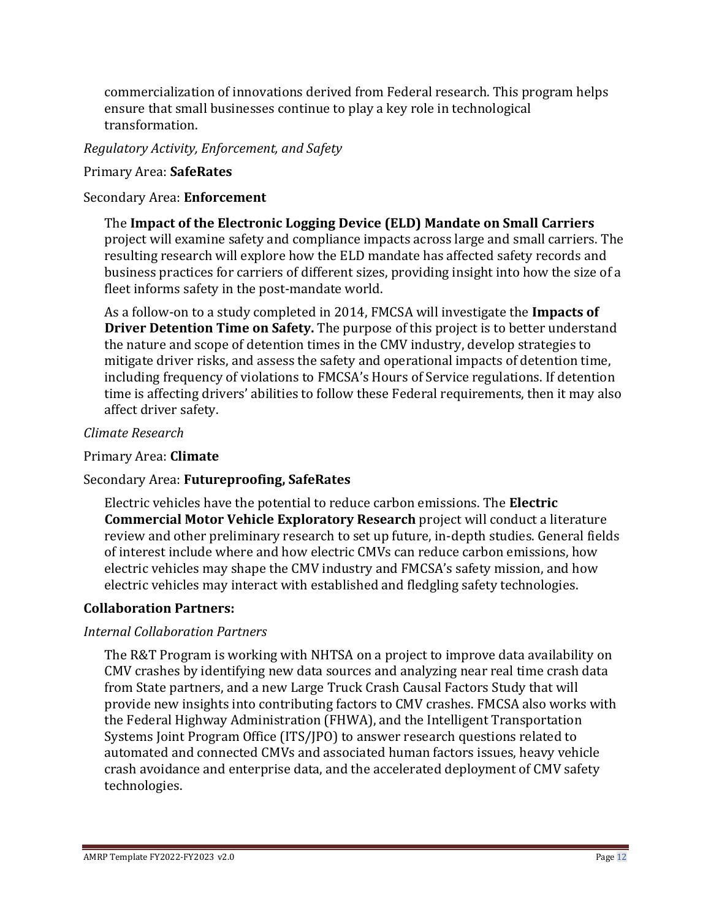commercialization of innovations derived from Federal research. This program helps ensure that small businesses continue to play a key role in technological transformation.

*Regulatory Activity, Enforcement, and Safety*

Primary Area: **SafeRates**

Secondary Area: **Enforcement**

The **Impact of the Electronic Logging Device (ELD) Mandate on Small Carriers** project will examine safety and compliance impacts across large and small carriers. The resulting research will explore how the ELD mandate has affected safety records and business practices for carriers of different sizes, providing insight into how the size of a fleet informs safety in the post-mandate world.

As a follow-on to a study completed in 2014, FMCSA will investigate the **Impacts of Driver Detention Time on Safety.** The purpose of this project is to better understand the nature and scope of detention times in the CMV industry, develop strategies to mitigate driver risks, and assess the safety and operational impacts of detention time, including frequency of violations to FMCSA's Hours of Service regulations. If detention time is affecting drivers' abilities to follow these Federal requirements, then it may also affect driver safety.

*Climate Research*

Primary Area: **Climate**

Secondary Area: **Futureproofing, SafeRates**

Electric vehicles have the potential to reduce carbon emissions. The **Electric Commercial Motor Vehicle Exploratory Research** project will conduct a literature review and other preliminary research to set up future, in-depth studies. General fields of interest include where and how electric CMVs can reduce carbon emissions, how electric vehicles may shape the CMV industry and FMCSA's safety mission, and how electric vehicles may interact with established and fledgling safety technologies.

**Collaboration Partners:**

*Internal Collaboration Partners*

The R&T Program is working with NHTSA on a project to improve data availability on CMV crashes by identifying new data sources and analyzing near real time crash data from State partners, and a new Large Truck Crash Causal Factors Study that will provide new insights into contributing factors to CMV crashes. FMCSA also works with the Federal Highway Administration (FHWA), and the Intelligent Transportation Systems Joint Program Office (ITS/JPO) to answer research questions related to automated and connected CMVs and associated human factors issues, heavy vehicle crash avoidance and enterprise data, and the accelerated deployment of CMV safety technologies.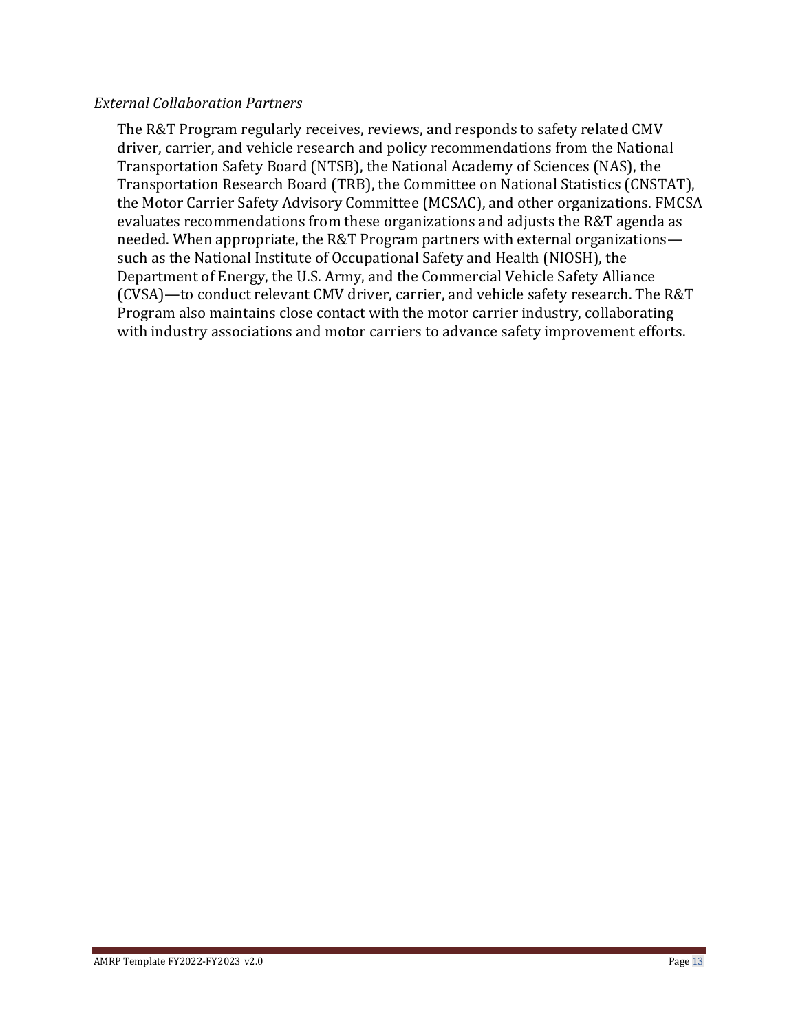*External Collaboration Partners*

The R&T Program regularly receives, reviews, and responds to safety related CMV driver, carrier, and vehicle research and policy recommendations from the National Transportation Safety Board (NTSB), the National Academy of Sciences (NAS), the Transportation Research Board (TRB), the Committee on National Statistics (CNSTAT), the Motor Carrier Safety Advisory Committee (MCSAC), and other organizations. FMCSA evaluates recommendations from these organizations and adjusts the R&T agenda as needed. When appropriate, the R&T Program partners with external organizations—such as the National Institute of Occupational Safety and Health (NIOSH), the Department of Energy, the U.S. Army, and the Commercial Vehicle Safety Alliance (CVSA)—to conduct relevant CMV driver, carrier, and vehicle safety research. The R&T Program also maintains close contact with the motor carrier industry, collaborating with industry associations and motor carriers to advance safety improvement efforts.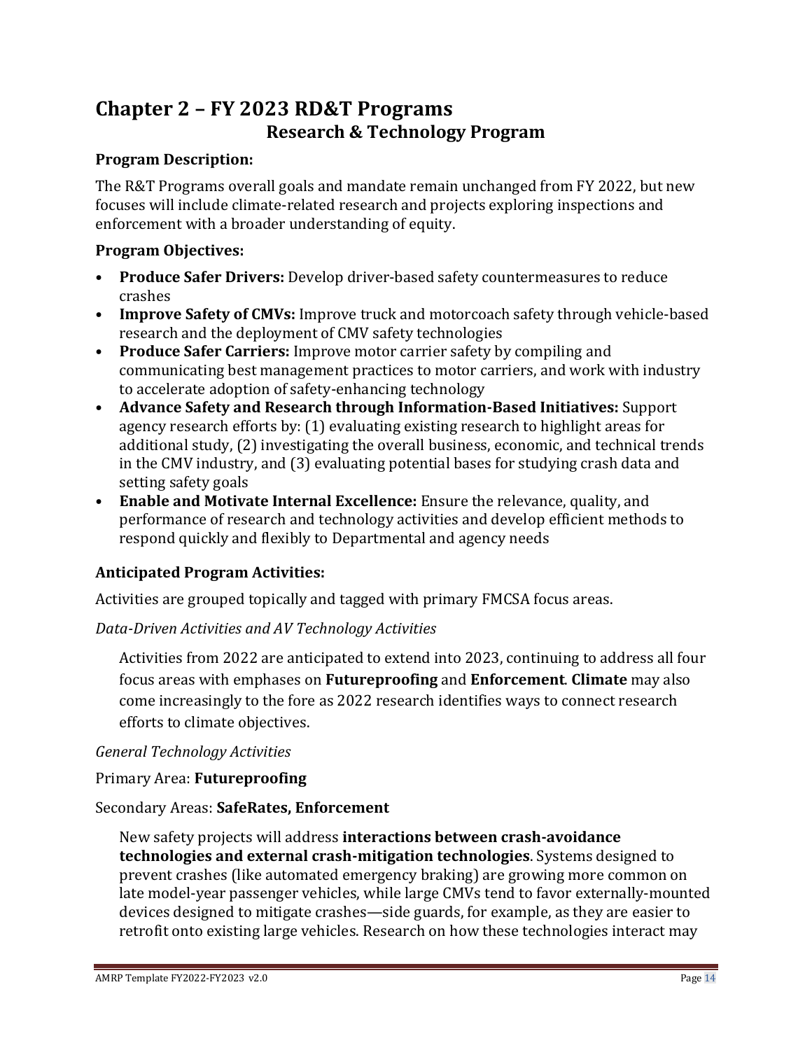# Chapter 2 – FY 2023 RD&T Programs

## Research & Technology Program

**Program Description:**

The R&T Programs overall goals and mandate remain unchanged from FY 2022, but new focuses will include climate-related research and projects exploring inspections and enforcement with a broader understanding of equity.

**Program Objectives:**

- **Produce Safer Drivers:** Develop driver-based safety countermeasures to reduce crashes
- **Improve Safety of CMVs:** Improve truck and motorcoach safety through vehicle-based research and the deployment of CMV safety technologies
- **Produce Safer Carriers:** Improve motor carrier safety by compiling and communicating best management practices to motor carriers, and work with industry to accelerate adoption of safety-enhancing technology
- **Advance Safety and Research through Information-Based Initiatives:** Support agency research efforts by: (1) evaluating existing research to highlight areas for additional study, (2) investigating the overall business, economic, and technical trends in the CMV industry, and (3) evaluating potential bases for studying crash data and setting safety goals
- **Enable and Motivate Internal Excellence:** Ensure the relevance, quality, and performance of research and technology activities and develop efficient methods to respond quickly and flexibly to Departmental and agency needs

**Anticipated Program Activities:**

Activities are grouped topically and tagged with primary FMCSA focus areas.

*Data-Driven Activities and AV Technology Activities*

Activities from 2022 are anticipated to extend into 2023, continuing to address all four focus areas with emphases on **Futureproofing** and **Enforcement**. **Climate** may also come increasingly to the fore as 2022 research identifies ways to connect research efforts to climate objectives.

*General Technology Activities*

Primary Area: **Futureproofing**

Secondary Areas: **SafeRates, Enforcement**

New safety projects will address **interactions between crash-avoidance technologies and external crash-mitigation technologies**. Systems designed to prevent crashes (like automated emergency braking) are growing more common on late model-year passenger vehicles, while large CMVs tend to favor externally-mounted devices designed to mitigate crashes—side guards, for example, as they are easier to retrofit onto existing large vehicles. Research on how these technologies interact may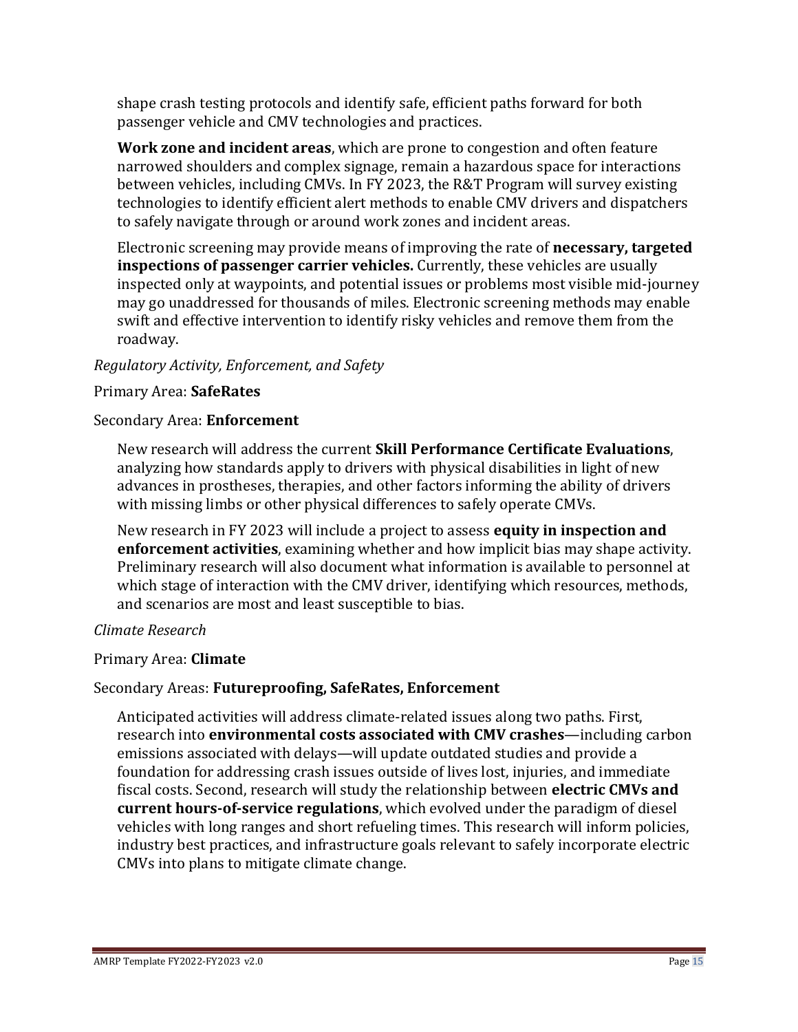shape crash testing protocols and identify safe, efficient paths forward for both passenger vehicle and CMV technologies and practices.

**Work zone and incident areas**, which are prone to congestion and often feature narrowed shoulders and complex signage, remain a hazardous space for interactions between vehicles, including CMVs. In FY 2023, the R&T Program will survey existing technologies to identify efficient alert methods to enable CMV drivers and dispatchers to safely navigate through or around work zones and incident areas.

Electronic screening may provide means of improving the rate of **necessary, targeted inspections of passenger carrier vehicles.** Currently, these vehicles are usually inspected only at waypoints, and potential issues or problems most visible mid-journey may go unaddressed for thousands of miles. Electronic screening methods may enable swift and effective intervention to identify risky vehicles and remove them from the roadway.

*Regulatory Activity, Enforcement, and Safety*

Primary Area: **SafeRates**

Secondary Area: **Enforcement**

New research will address the current **Skill Performance Certificate Evaluations**, analyzing how standards apply to drivers with physical disabilities in light of new advances in prostheses, therapies, and other factors informing the ability of drivers with missing limbs or other physical differences to safely operate CMVs.

New research in FY 2023 will include a project to assess **equity in inspection and enforcement activities**, examining whether and how implicit bias may shape activity. Preliminary research will also document what information is available to personnel at which stage of interaction with the CMV driver, identifying which resources, methods, and scenarios are most and least susceptible to bias.

*Climate Research*

Primary Area: **Climate**

Secondary Areas: **Futureproofing, SafeRates, Enforcement**

Anticipated activities will address climate-related issues along two paths. First, research into **environmental costs associated with CMV crashes**—including carbon emissions associated with delays—will update outdated studies and provide a foundation for addressing crash issues outside of lives lost, injuries, and immediate fiscal costs. Second, research will study the relationship between **electric CMVs and current hours-of-service regulations**, which evolved under the paradigm of diesel vehicles with long ranges and short refueling times. This research will inform policies, industry best practices, and infrastructure goals relevant to safely incorporate electric CMVs into plans to mitigate climate change.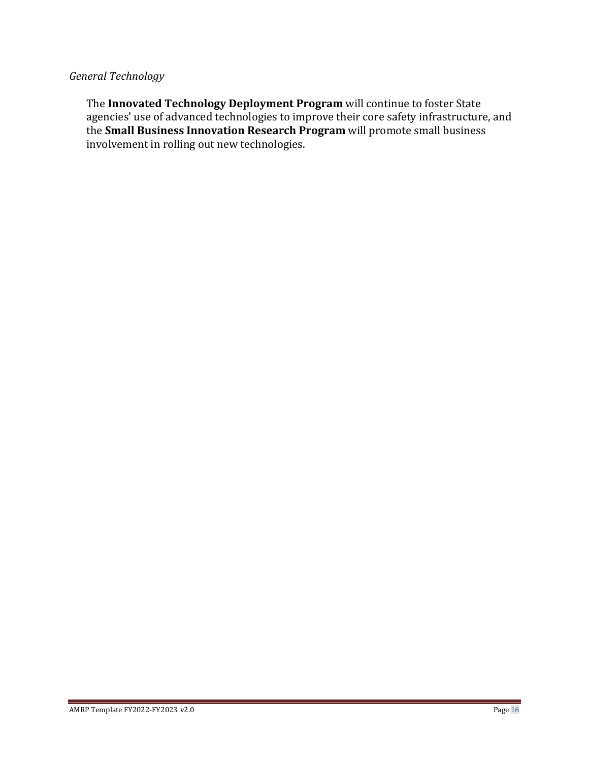*General Technology*

The **Innovated Technology Deployment Program** will continue to foster State agencies' use of advanced technologies to improve their core safety infrastructure, and the **Small Business Innovation Research Program** will promote small business involvement in rolling out new technologies.